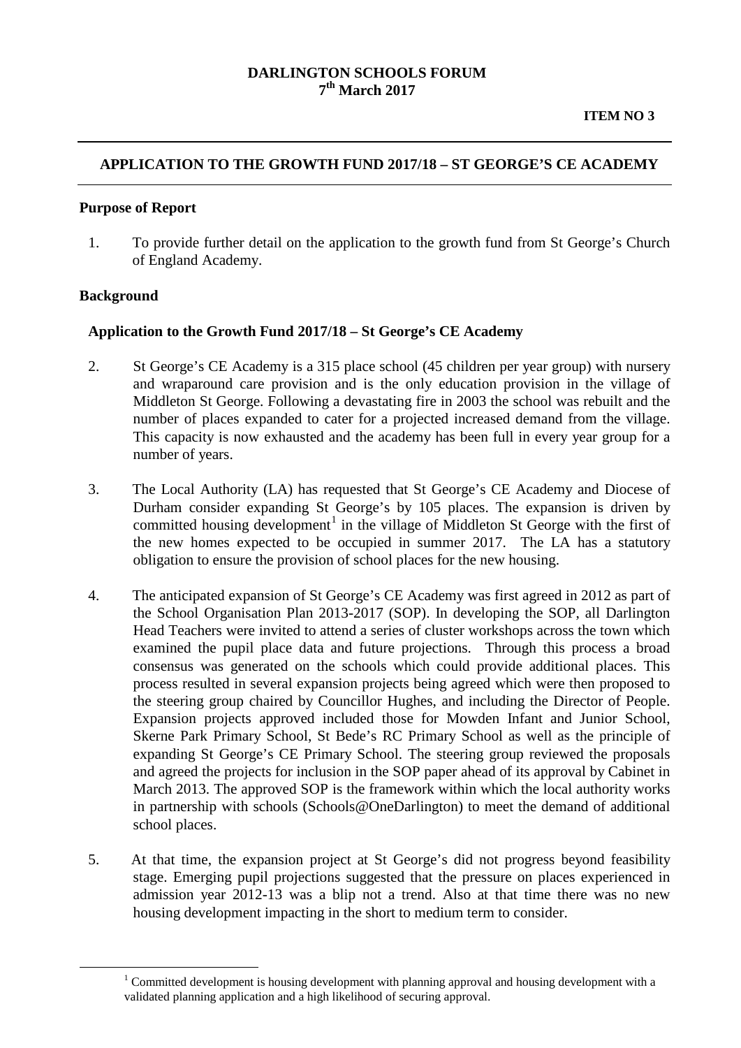**DARLINGTON SCHOOLS FORUM**
**7th March 2017**

**ITEM NO 3**

---

## APPLICATION TO THE GROWTH FUND 2017/18 – ST GEORGE'S CE ACADEMY

---

### Purpose of Report

1. To provide further detail on the application to the growth fund from St George's Church of England Academy.

### Background

#### Application to the Growth Fund 2017/18 – St George's CE Academy

2. St George's CE Academy is a 315 place school (45 children per year group) with nursery and wraparound care provision and is the only education provision in the village of Middleton St George. Following a devastating fire in 2003 the school was rebuilt and the number of places expanded to cater for a projected increased demand from the village. This capacity is now exhausted and the academy has been full in every year group for a number of years.

3. The Local Authority (LA) has requested that St George's CE Academy and Diocese of Durham consider expanding St George's by 105 places. The expansion is driven by committed housing development[1] in the village of Middleton St George with the first of the new homes expected to be occupied in summer 2017. The LA has a statutory obligation to ensure the provision of school places for the new housing.

4. The anticipated expansion of St George's CE Academy was first agreed in 2012 as part of the School Organisation Plan 2013-2017 (SOP). In developing the SOP, all Darlington Head Teachers were invited to attend a series of cluster workshops across the town which examined the pupil place data and future projections. Through this process a broad consensus was generated on the schools which could provide additional places. This process resulted in several expansion projects being agreed which were then proposed to the steering group chaired by Councillor Hughes, and including the Director of People. Expansion projects approved included those for Mowden Infant and Junior School, Skerne Park Primary School, St Bede's RC Primary School as well as the principle of expanding St George's CE Primary School. The steering group reviewed the proposals and agreed the projects for inclusion in the SOP paper ahead of its approval by Cabinet in March 2013. The approved SOP is the framework within which the local authority works in partnership with schools (Schools@OneDarlington) to meet the demand of additional school places.

5. At that time, the expansion project at St George's did not progress beyond feasibility stage. Emerging pupil projections suggested that the pressure on places experienced in admission year 2012-13 was a blip not a trend. Also at that time there was no new housing development impacting in the short to medium term to consider.

---

[1] Committed development is housing development with planning approval and housing development with a validated planning application and a high likelihood of securing approval.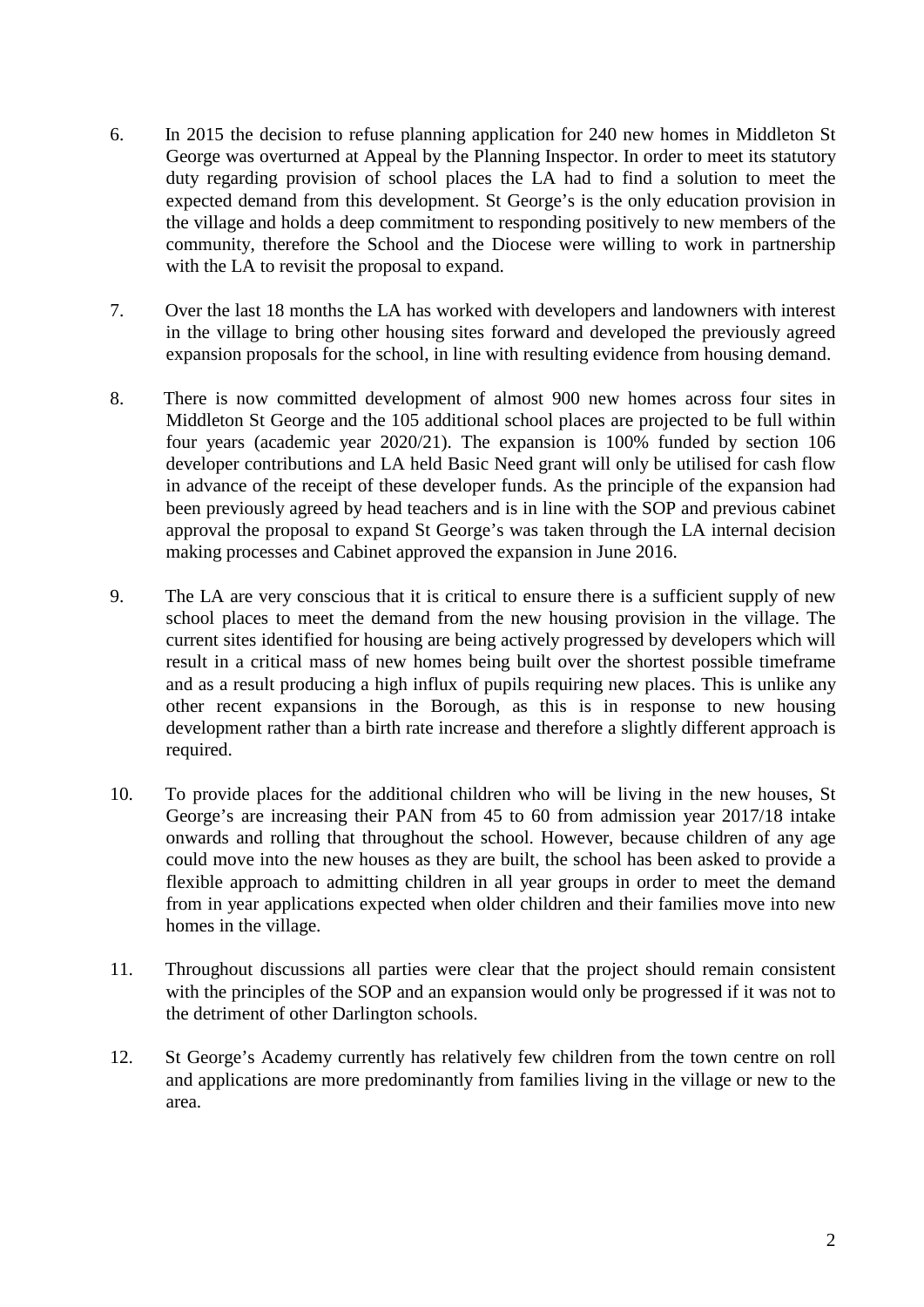6. In 2015 the decision to refuse planning application for 240 new homes in Middleton St George was overturned at Appeal by the Planning Inspector. In order to meet its statutory duty regarding provision of school places the LA had to find a solution to meet the expected demand from this development. St George's is the only education provision in the village and holds a deep commitment to responding positively to new members of the community, therefore the School and the Diocese were willing to work in partnership with the LA to revisit the proposal to expand.

7. Over the last 18 months the LA has worked with developers and landowners with interest in the village to bring other housing sites forward and developed the previously agreed expansion proposals for the school, in line with resulting evidence from housing demand.

8. There is now committed development of almost 900 new homes across four sites in Middleton St George and the 105 additional school places are projected to be full within four years (academic year 2020/21). The expansion is 100% funded by section 106 developer contributions and LA held Basic Need grant will only be utilised for cash flow in advance of the receipt of these developer funds. As the principle of the expansion had been previously agreed by head teachers and is in line with the SOP and previous cabinet approval the proposal to expand St George's was taken through the LA internal decision making processes and Cabinet approved the expansion in June 2016.

9. The LA are very conscious that it is critical to ensure there is a sufficient supply of new school places to meet the demand from the new housing provision in the village. The current sites identified for housing are being actively progressed by developers which will result in a critical mass of new homes being built over the shortest possible timeframe and as a result producing a high influx of pupils requiring new places. This is unlike any other recent expansions in the Borough, as this is in response to new housing development rather than a birth rate increase and therefore a slightly different approach is required.

10. To provide places for the additional children who will be living in the new houses, St George's are increasing their PAN from 45 to 60 from admission year 2017/18 intake onwards and rolling that throughout the school. However, because children of any age could move into the new houses as they are built, the school has been asked to provide a flexible approach to admitting children in all year groups in order to meet the demand from in year applications expected when older children and their families move into new homes in the village.

11. Throughout discussions all parties were clear that the project should remain consistent with the principles of the SOP and an expansion would only be progressed if it was not to the detriment of other Darlington schools.

12. St George's Academy currently has relatively few children from the town centre on roll and applications are more predominantly from families living in the village or new to the area.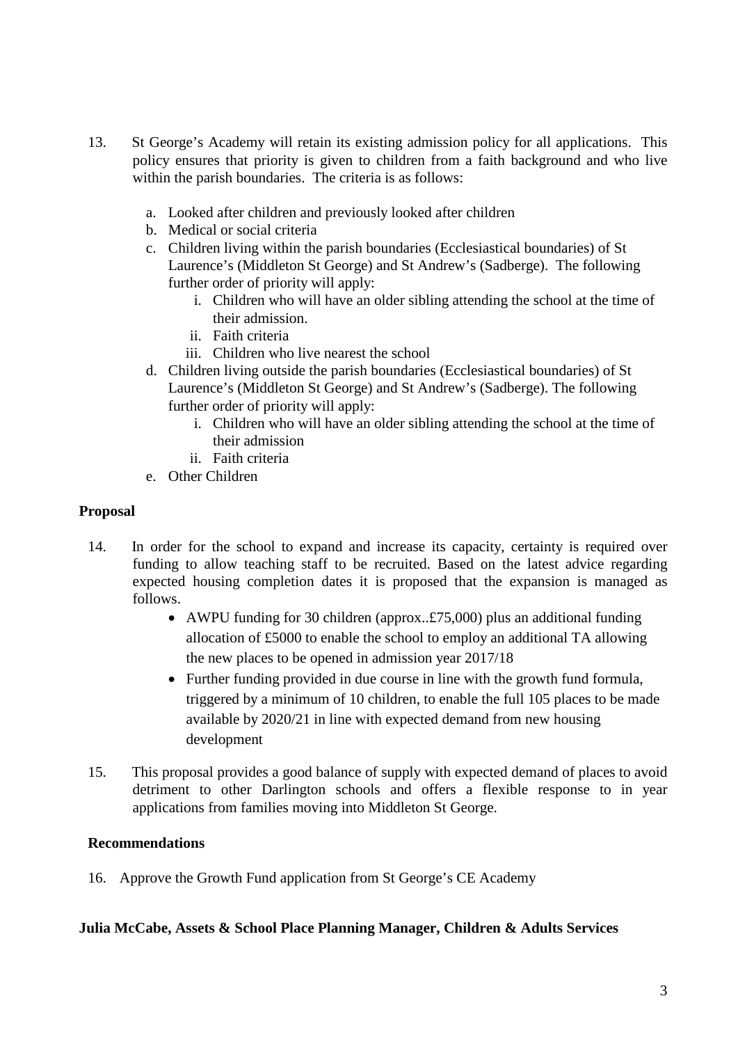13. St George's Academy will retain its existing admission policy for all applications. This policy ensures that priority is given to children from a faith background and who live within the parish boundaries. The criteria is as follows:

    a. Looked after children and previously looked after children
    b. Medical or social criteria
    c. Children living within the parish boundaries (Ecclesiastical boundaries) of St Laurence's (Middleton St George) and St Andrew's (Sadberge). The following further order of priority will apply:
        i. Children who will have an older sibling attending the school at the time of their admission.
        ii. Faith criteria
        iii. Children who live nearest the school
    d. Children living outside the parish boundaries (Ecclesiastical boundaries) of St Laurence's (Middleton St George) and St Andrew's (Sadberge). The following further order of priority will apply:
        i. Children who will have an older sibling attending the school at the time of their admission
        ii. Faith criteria
    e. Other Children

**Proposal**

14. In order for the school to expand and increase its capacity, certainty is required over funding to allow teaching staff to be recruited. Based on the latest advice regarding expected housing completion dates it is proposed that the expansion is managed as follows.
    - AWPU funding for 30 children (approx..£75,000) plus an additional funding allocation of £5000 to enable the school to employ an additional TA allowing the new places to be opened in admission year 2017/18
    - Further funding provided in due course in line with the growth fund formula, triggered by a minimum of 10 children, to enable the full 105 places to be made available by 2020/21 in line with expected demand from new housing development

15. This proposal provides a good balance of supply with expected demand of places to avoid detriment to other Darlington schools and offers a flexible response to in year applications from families moving into Middleton St George.

**Recommendations**

16. Approve the Growth Fund application from St George's CE Academy

**Julia McCabe, Assets & School Place Planning Manager, Children & Adults Services**